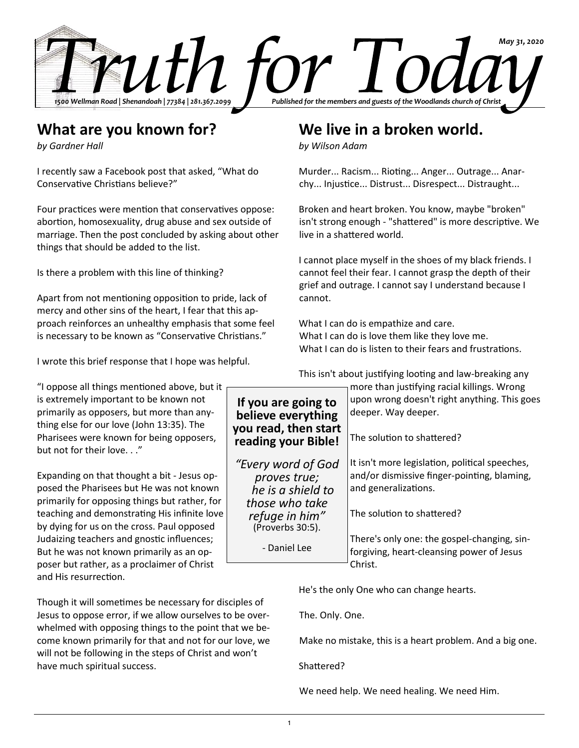# Truth for Today

*May 31, 2020*

*1500 Wellman Road | Shenandoah | 77384 | 281.367.2099*

*Published for the members and guests of the Woodlands church of Christ*

## What are you known for?

*by Gardner Hall*

I recently saw a Facebook post that asked, "What do Conservative Christians believe?"

Four practices were mention that conservatives oppose: abortion, homosexuality, drug abuse and sex outside of marriage. Then the post concluded by asking about other things that should be added to the list.

Is there a problem with this line of thinking?

Apart from not mentioning opposition to pride, lack of mercy and other sins of the heart, I fear that this approach reinforces an unhealthy emphasis that some feel is necessary to be known as "Conservative Christians."

I wrote this brief response that I hope was helpful.

"I oppose all things mentioned above, but it is extremely important to be known not primarily as opposers, but more than anything else for our love (John 13:35). The Pharisees were known for being opposers, but not for their love. . ."

Expanding on that thought a bit - Jesus opposed the Pharisees but He was not known primarily for opposing things but rather, for teaching and demonstrating His infinite love by dying for us on the cross. Paul opposed Judaizing teachers and gnostic influences; But he was not known primarily as an opposer but rather, as a proclaimer of Christ and His resurrection.

Though it will sometimes be necessary for disciples of Jesus to oppose error, if we allow ourselves to be overwhelmed with opposing things to the point that we become known primarily for that and not for our love, we will not be following in the steps of Christ and won't have much spiritual success.

## We live in a broken world.

*by Wilson Adam*

Murder... Racism... Rioting... Anger... Outrage... Anarchy... Injustice... Distrust... Disrespect... Distraught...

Broken and heart broken. You know, maybe "broken" isn't strong enough - "shattered" is more descriptive. We live in a shattered world.

I cannot place myself in the shoes of my black friends. I cannot feel their fear. I cannot grasp the depth of their grief and outrage. I cannot say I understand because I cannot.

What I can do is empathize and care.
What I can do is love them like they love me.
What I can do is listen to their fears and frustrations.

This isn't about justifying looting and law-breaking any more than justifying racial killings. Wrong upon wrong doesn't right anything. This goes deeper. Way deeper.

The solution to shattered?

It isn't more legislation, political speeches, and/or dismissive finger-pointing, blaming, and generalizations.

The solution to shattered?

There's only one: the gospel-changing, sin-forgiving, heart-cleansing power of Jesus Christ.

He's the only One who can change hearts.

The. Only. One.

Make no mistake, this is a heart problem. And a big one.

Shattered?

We need help. We need healing. We need Him.

**If you are going to believe everything you read, then start reading your Bible!**

*"Every word of God proves true; he is a shield to those who take refuge in him"* (Proverbs 30:5).

- Daniel Lee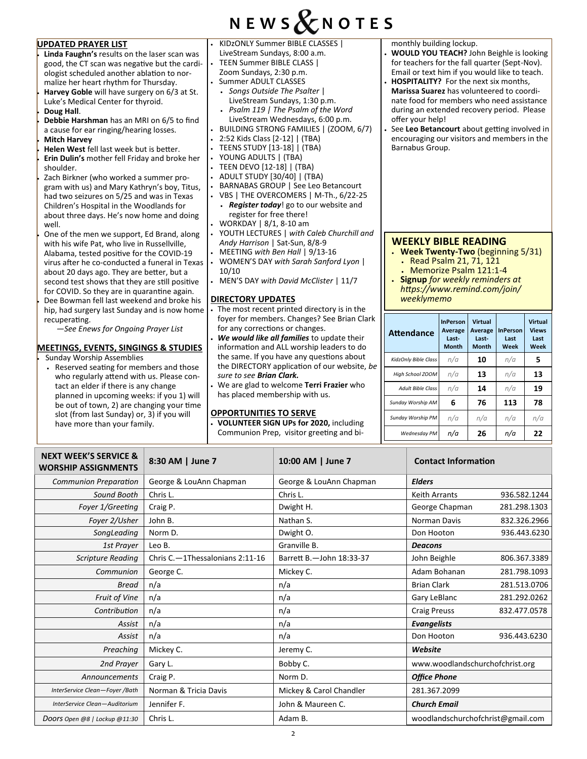# NEWS & NOTES

## UPDATED PRAYER LIST

- **Linda Faughn's** results on the laser scan was good, the CT scan was negative but the cardiologist scheduled another ablation to normalize her heart rhythm for Thursday.
- **Harvey Goble** will have surgery on 6/3 at St. Luke's Medical Center for thyroid.
- **Doug Hall**.
- **Debbie Harshman** has an MRI on 6/5 to find a cause for ear ringing/hearing losses.
- **Mitch Harvey**
- **Helen West** fell last week but is better.
- **Erin Dulin's** mother fell Friday and broke her shoulder.
- Zach Birkner (who worked a summer program with us) and Mary Kathryn's boy, Titus, had two seizures on 5/25 and was in Texas Children's Hospital in the Woodlands for about three days. He's now home and doing well.
- One of the men we support, Ed Brand, along with his wife Pat, who live in Russellville, Alabama, tested positive for the COVID-19 virus after he co-conducted a funeral in Texas about 20 days ago. They are better, but a second test shows that they are still positive for COVID. So they are in quarantine again.
- Dee Bowman fell last weekend and broke his hip, had surgery last Sunday and is now home recuperating.

—*See Enews for Ongoing Prayer List*

## MEETINGS, EVENTS, SINGINGS & STUDIES

- Sunday Worship Assemblies
  - Reserved seating for members and those who regularly attend with us. Please contact an elder if there is any change planned in upcoming weeks: if you 1) will be out of town, 2) are changing your time slot (from last Sunday) or, 3) if you will have more than your family.
- KIDzONLY Summer BIBLE CLASSES | LiveStream Sundays, 8:00 a.m.
- TEEN Summer BIBLE CLASS | Zoom Sundays, 2:30 p.m.
- Summer ADULT CLASSES
  - *Songs Outside The Psalter* | LiveStream Sundays, 1:30 p.m.
  - *Psalm 119 | The Psalm of the Word* LiveStream Wednesdays, 6:00 p.m.
- BUILDING STRONG FAMILIES | (ZOOM, 6/7)
- 2:52 Kids Class [2-12] | (TBA)
- TEENS STUDY [13-18] | (TBA)
- YOUNG ADULTS | (TBA)
- TEEN DEVO [12-18] | (TBA)
- ADULT STUDY [30/40] | (TBA)
- BARNABAS GROUP | See Leo Betancourt
- VBS | THE OVERCOMERS | M-Th., 6/22-25
  - ***Register today***! go to our website and register for free there!
- WORKDAY | 8/1, 8-10 am
- YOUTH LECTURES | *with Caleb Churchill and Andy Harrison* | Sat-Sun, 8/8-9
- MEETING *with Ben Hall* | 9/13-16
- WOMEN'S DAY *with Sarah Sanford Lyon* | 10/10
- MEN'S DAY *with David McClister* | 11/7

## DIRECTORY UPDATES

- The most recent printed directory is in the foyer for members. Changes? See Brian Clark for any corrections or changes.
- ***We would like all families*** to update their information and ALL worship leaders to do the same. If you have any questions about the DIRECTORY application of our website, *be sure to see **Brian Clark.***
- We are glad to welcome **Terri Frazier** who has placed membership with us.

## OPPORTUNITIES TO SERVE

- **VOLUNTEER SIGN UPs for 2020,** including Communion Prep, visitor greeting and bi-monthly building lockup.
- **WOULD YOU TEACH?** John Beighle is looking for teachers for the fall quarter (Sept-Nov). Email or text him if you would like to teach.
- **HOSPITALITY?** For the next six months, **Marissa Suarez** has volunteered to coordinate food for members who need assistance during an extended recovery period. Please offer your help!
- See **Leo Betancourt** about getting involved in encouraging our visitors and members in the Barnabus Group.

## WEEKLY BIBLE READING

- **Week Twenty-Two** (beginning 5/31)
  - Read Psalm 21, 71, 121
  - Memorize Psalm 121:1-4
- **Signup** *for weekly reminders at https://www.remind.com/join/weeklymemo*

| Attendance | InPerson Average Last-Month | Virtual Average Last-Month | InPerson Last Week | Virtual Views Last Week |
|---|---|---|---|---|
| *KidzOnly Bible Class* | *n/a* | **10** | *n/a* | **5** |
| *High School ZOOM* | *n/a* | **13** | *n/a* | **13** |
| *Adult Bible Class* | *n/a* | **14** | *n/a* | **19** |
| *Sunday Worship AM* | **6** | **76** | **113** | **78** |
| *Sunday Worship PM* | *n/a* | *n/a* | *n/a* | *n/a* |
| *Wednesday PM* | *n/a* | **26** | *n/a* | **22** |

| NEXT WEEK'S SERVICE & WORSHIP ASSIGNMENTS | 8:30 AM \| June 7 | 10:00 AM \| June 7 | Contact Information | |
|---|---|---|---|---|
| *Communion Preparation* | George & LouAnn Chapman | George & LouAnn Chapman | ***Elders*** | |
| *Sound Booth* | Chris L. | Chris L. | Keith Arrants | 936.582.1244 |
| *Foyer 1/Greeting* | Craig P. | Dwight H. | George Chapman | 281.298.1303 |
| *Foyer 2/Usher* | John B. | Nathan S. | Norman Davis | 832.326.2966 |
| *SongLeading* | Norm D. | Dwight O. | Don Hooton | 936.443.6230 |
| *1st Prayer* | Leo B. | Granville B. | ***Deacons*** | |
| *Scripture Reading* | Chris C.—1Thessalonians 2:11-16 | Barrett B.—John 18:33-37 | John Beighle | 806.367.3389 |
| *Communion* | George C. | Mickey C. | Adam Bohanan | 281.798.1093 |
| *Bread* | n/a | n/a | Brian Clark | 281.513.0706 |
| *Fruit of Vine* | n/a | n/a | Gary LeBlanc | 281.292.0262 |
| *Contribution* | n/a | n/a | Craig Preuss | 832.477.0578 |
| *Assist* | n/a | n/a | ***Evangelists*** | |
| *Assist* | n/a | n/a | Don Hooton | 936.443.6230 |
| *Preaching* | Mickey C. | Jeremy C. | ***Website*** | |
| *2nd Prayer* | Gary L. | Bobby C. | www.woodlandschurchofchrist.org | |
| *Announcements* | Craig P. | Norm D. | ***Office Phone*** | |
| *InterService Clean—Foyer /Bath* | Norman & Tricia Davis | Mickey & Carol Chandler | 281.367.2099 | |
| *InterService Clean—Auditorium* | Jennifer F. | John & Maureen C. | ***Church Email*** | |
| *Doors Open @8 \| Lockup @11:30* | Chris L. | Adam B. | woodlandschurchofchrist@gmail.com | |